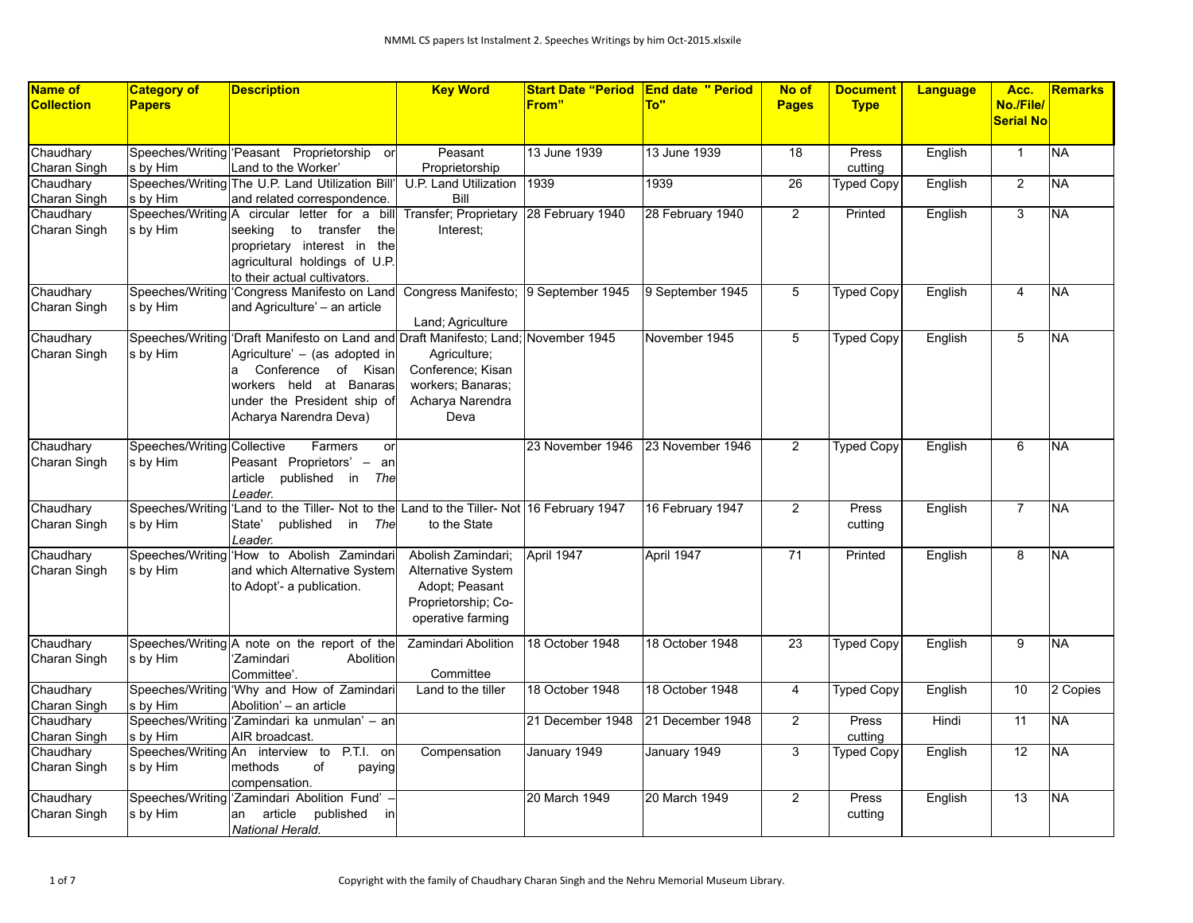| Name of Collection | Category of Papers | Description | Key Word | Start Date "Period From" | End date "Period To" | No of Pages | Document Type | Language | Acc. No./File/ Serial No | Remarks |
|---|---|---|---|---|---|---|---|---|---|---|
| Chaudhary Charan Singh | Speeches/Writings by Him | 'Peasant Proprietorship or Land to the Worker' | Peasant Proprietorship | 13 June 1939 | 13 June 1939 | 18 | Press cutting | English | 1 | NA |
| Chaudhary Charan Singh | Speeches/Writings by Him | The U.P. Land Utilization Bill' and related correspondence. | U.P. Land Utilization Bill | 1939 | 1939 | 26 | Typed Copy | English | 2 | NA |
| Chaudhary Charan Singh | Speeches/Writings by Him | A circular letter for a bill seeking to transfer the proprietary interest in the agricultural holdings of U.P. to their actual cultivators. | Transfer; Proprietary Interest; | 28 February 1940 | 28 February 1940 | 2 | Printed | English | 3 | NA |
| Chaudhary Charan Singh | Speeches/Writings by Him | 'Congress Manifesto on Land and Agriculture' – an article | Congress Manifesto; Land; Agriculture | 9 September 1945 | 9 September 1945 | 5 | Typed Copy | English | 4 | NA |
| Chaudhary Charan Singh | Speeches/Writings by Him | 'Draft Manifesto on Land and Agriculture' – (as adopted in a Conference of Kisan workers held at Banaras under the President ship of Acharya Narendra Deva) | Draft Manifesto; Land; Agriculture; Conference; Kisan workers; Banaras; Acharya Narendra Deva | November 1945 | November 1945 | 5 | Typed Copy | English | 5 | NA |
| Chaudhary Charan Singh | Speeches/Writings by Him | Collective Farmers or Peasant Proprietors' – an article published in *The Leader.* | | 23 November 1946 | 23 November 1946 | 2 | Typed Copy | English | 6 | NA |
| Chaudhary Charan Singh | Speeches/Writings by Him | 'Land to the Tiller- Not to the State' published in *The Leader.* | Land to the Tiller- Not to the State | 16 February 1947 | 16 February 1947 | 2 | Press cutting | English | 7 | NA |
| Chaudhary Charan Singh | Speeches/Writings by Him | 'How to Abolish Zamindari and which Alternative System to Adopt'- a publication. | Abolish Zamindari; Alternative System Adopt; Peasant Proprietorship; Co-operative farming | April 1947 | April 1947 | 71 | Printed | English | 8 | NA |
| Chaudhary Charan Singh | Speeches/Writings by Him | A note on the report of the 'Zamindari Abolition Committee'. | Zamindari Abolition Committee | 18 October 1948 | 18 October 1948 | 23 | Typed Copy | English | 9 | NA |
| Chaudhary Charan Singh | Speeches/Writings by Him | 'Why and How of Zamindari Abolition' – an article | Land to the tiller | 18 October 1948 | 18 October 1948 | 4 | Typed Copy | English | 10 | 2 Copies |
| Chaudhary Charan Singh | Speeches/Writings by Him | 'Zamindari ka unmulan' – an AIR broadcast. | | 21 December 1948 | 21 December 1948 | 2 | Press cutting | Hindi | 11 | NA |
| Chaudhary Charan Singh | Speeches/Writings by Him | An interview to P.T.I. on methods of paying compensation. | Compensation | January 1949 | January 1949 | 3 | Typed Copy | English | 12 | NA |
| Chaudhary Charan Singh | Speeches/Writings by Him | 'Zamindari Abolition Fund' – an article published in *National Herald.* | | 20 March 1949 | 20 March 1949 | 2 | Press cutting | English | 13 | NA |

Copyright with the family of Chaudhary Charan Singh and the Nehru Memorial Museum Library.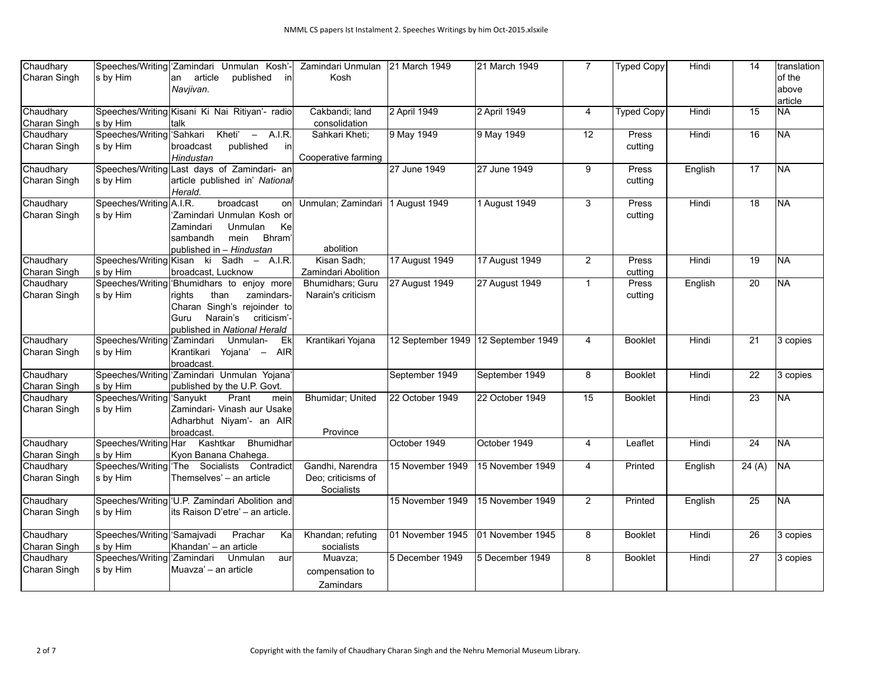| Chaudhary Charan Singh | Speeches/Writings by Him | 'Zamindari Unmulan Kosh'- an article published in *Navjivan.* | Zamindari Unmulan Kosh | 21 March 1949 | 21 March 1949 | 7 | Typed Copy | Hindi | 14 | translation of the above article |
|---|---|---|---|---|---|---|---|---|---|---|
| Chaudhary Charan Singh | Speeches/Writings by Him | Kisani Ki Nai Ritiyan'- radio talk | Cakbandi; land consolidation | 2 April 1949 | 2 April 1949 | 4 | Typed Copy | Hindi | 15 | NA |
| Chaudhary Charan Singh | Speeches/Writings by Him | 'Sahkari Kheti' – A.I.R. broadcast published in *Hindustan* | Sahkari Kheti; Cooperative farming | 9 May 1949 | 9 May 1949 | 12 | Press cutting | Hindi | 16 | NA |
| Chaudhary Charan Singh | Speeches/Writings by Him | Last days of Zamindari- an article published in' *National Herald.* | | 27 June 1949 | 27 June 1949 | 9 | Press cutting | English | 17 | NA |
| Chaudhary Charan Singh | Speeches/Writings by Him | A.I.R. broadcast on 'Zamindari Unmulan Kosh or Zamindari Unmulan Ke sambandh mein Bhram' published in – *Hindustan* | Unmulan; Zamindari abolition | 1 August 1949 | 1 August 1949 | 3 | Press cutting | Hindi | 18 | NA |
| Chaudhary Charan Singh | Speeches/Writings by Him | Kisan ki Sadh – A.I.R. broadcast, Lucknow | Kisan Sadh; Zamindari Abolition | 17 August 1949 | 17 August 1949 | 2 | Press cutting | Hindi | 19 | NA |
| Chaudhary Charan Singh | Speeches/Writings by Him | 'Bhumidhars to enjoy more rights than zamindars- Charan Singh's rejoinder to Guru Narain's criticism'- published in *National Herald* | Bhumidhars; Guru Narain's criticism | 27 August 1949 | 27 August 1949 | 1 | Press cutting | English | 20 | NA |
| Chaudhary Charan Singh | Speeches/Writings by Him | 'Zamindari Unmulan- Ek Krantikari Yojana' – AIR broadcast. | Krantikari Yojana | 12 September 1949 | 12 September 1949 | 4 | Booklet | Hindi | 21 | 3 copies |
| Chaudhary Charan Singh | Speeches/Writings by Him | 'Zamindari Unmulan Yojana' published by the U.P. Govt. | | September 1949 | September 1949 | 8 | Booklet | Hindi | 22 | 3 copies |
| Chaudhary Charan Singh | Speeches/Writings by Him | 'Sanyukt Prant mein Zamindari- Vinash aur Usake Adharbhut Niyam'- an AIR broadcast. | Bhumidar; United Province | 22 October 1949 | 22 October 1949 | 15 | Booklet | Hindi | 23 | NA |
| Chaudhary Charan Singh | Speeches/Writings by Him | Har Kashtkar Bhumidhar Kyon Banana Chahega. | | October 1949 | October 1949 | 4 | Leaflet | Hindi | 24 | NA |
| Chaudhary Charan Singh | Speeches/Writings by Him | 'The Socialists Contradict Themselves' – an article | Gandhi, Narendra Deo; criticisms of Socialists | 15 November 1949 | 15 November 1949 | 4 | Printed | English | 24 (A) | NA |
| Chaudhary Charan Singh | Speeches/Writings by Him | 'U.P. Zamindari Abolition and its Raison D'etre' – an article. | | 15 November 1949 | 15 November 1949 | 2 | Printed | English | 25 | NA |
| Chaudhary Charan Singh | Speeches/Writings by Him | 'Samajvadi Prachar Ka Khandan' – an article | Khandan; refuting socialists | 01 November 1945 | 01 November 1945 | 8 | Booklet | Hindi | 26 | 3 copies |
| Chaudhary Charan Singh | Speeches/Writings by Him | 'Zamindari Unmulan aur Muavza' – an article | Muavza; compensation to Zamindars | 5 December 1949 | 5 December 1949 | 8 | Booklet | Hindi | 27 | 3 copies |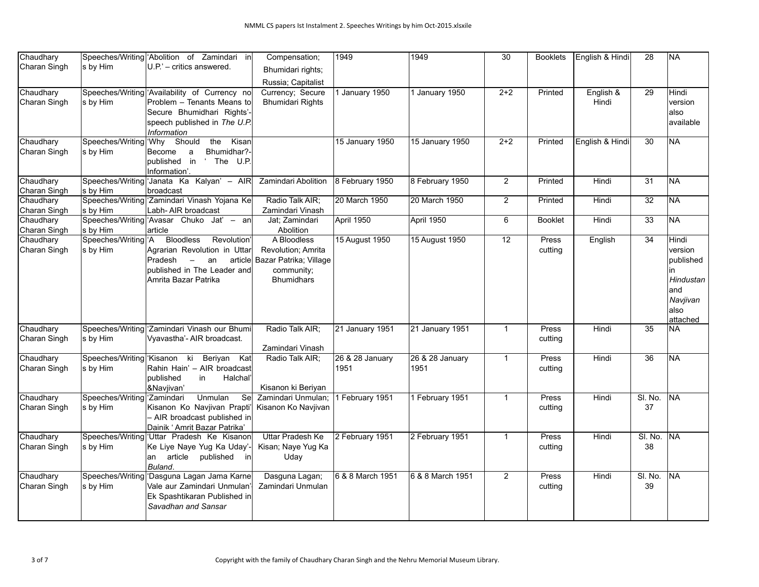| Chaudhary Charan Singh | Speeches/Writings by Him | 'Abolition of Zamindari in U.P.' – critics answered. | Compensation; Bhumidari rights; Russia; Capitalist | 1949 | 1949 | 30 | Booklets | English & Hindi | 28 | NA |
|---|---|---|---|---|---|---|---|---|---|---|
| Chaudhary Charan Singh | Speeches/Writings by Him | 'Availability of Currency no Problem – Tenants Means to Secure Bhumidhari Rights'- speech published in *The U.P. Information* | Currency; Secure Bhumidari Rights | 1 January 1950 | 1 January 1950 | 2+2 | Printed | English & Hindi | 29 | Hindi version also available |
| Chaudhary Charan Singh | Speeches/Writings by Him | 'Why Should the Kisan Become a Bhumidhar?- published in ' The U.P. Information'. | | 15 January 1950 | 15 January 1950 | 2+2 | Printed | English & Hindi | 30 | NA |
| Chaudhary Charan Singh | Speeches/Writings by Him | 'Janata Ka Kalyan' – AIR broadcast | Zamindari Abolition | 8 February 1950 | 8 February 1950 | 2 | Printed | Hindi | 31 | NA |
| Chaudhary Charan Singh | Speeches/Writings by Him | 'Zamindari Vinash Yojana Ke Labh- AIR broadcast | Radio Talk AIR; Zamindari Vinash | 20 March 1950 | 20 March 1950 | 2 | Printed | Hindi | 32 | NA |
| Chaudhary Charan Singh | Speeches/Writings by Him | 'Avasar Chuko Jat' – an article | Jat; Zamindari Abolition | April 1950 | April 1950 | 6 | Booklet | Hindi | 33 | NA |
| Chaudhary Charan Singh | Speeches/Writings by Him | 'A Bloodless Revolution' Agrarian Revolution in Uttar Pradesh – an article published in The Leader and Amrita Bazar Patrika | A Bloodless Revolution; Amrita Bazar Patrika; Village community; Bhumidhars | 15 August 1950 | 15 August 1950 | 12 | Press cutting | English | 34 | Hindi version published in *Hindustan* and *Navjivan* also attached |
| Chaudhary Charan Singh | Speeches/Writings by Him | 'Zamindari Vinash our Bhumi Vyavastha'- AIR broadcast. | Radio Talk AIR; Zamindari Vinash | 21 January 1951 | 21 January 1951 | 1 | Press cutting | Hindi | 35 | NA |
| Chaudhary Charan Singh | Speeches/Writings by Him | 'Kisanon ki Beriyan Kat Rahin Hain' – AIR broadcast published in Halchal' &Navjivan' | Radio Talk AIR; Kisanon ki Beriyan | 26 & 28 January 1951 | 26 & 28 January 1951 | 1 | Press cutting | Hindi | 36 | NA |
| Chaudhary Charan Singh | Speeches/Writings by Him | 'Zamindari Unmulan Se Kisanon Ko Navjivan Prapti' – AIR broadcast published in Dainik ' Amrit Bazar Patrika' | Zamindari Unmulan; Kisanon Ko Navjivan | 1 February 1951 | 1 February 1951 | 1 | Press cutting | Hindi | Sl. No. 37 | NA |
| Chaudhary Charan Singh | Speeches/Writings by Him | 'Uttar Pradesh Ke Kisanon Ke Liye Naye Yug Ka Uday'- an article published in *Buland*. | Uttar Pradesh Ke Kisan; Naye Yug Ka Uday | 2 February 1951 | 2 February 1951 | 1 | Press cutting | Hindi | Sl. No. 38 | NA |
| Chaudhary Charan Singh | Speeches/Writings by Him | 'Dasguna Lagan Jama Karne Vale aur Zamindari Unmulan' Ek Spashtikaran Published in *Savadhan and Sansar* | Dasguna Lagan; Zamindari Unmulan | 6 & 8 March 1951 | 6 & 8 March 1951 | 2 | Press cutting | Hindi | Sl. No. 39 | NA |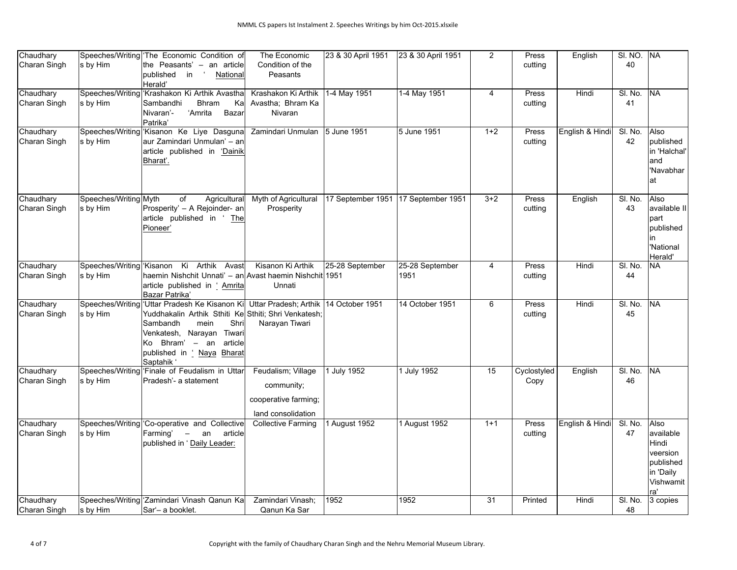| | | | | | | | | | | |
|---|---|---|---|---|---|---|---|---|---|---|
| Chaudhary Charan Singh | Speeches/Writings by Him | 'The Economic Condition of the Peasants' – an article published in ' National Herald' | The Economic Condition of the Peasants | 23 & 30 April 1951 | 23 & 30 April 1951 | 2 | Press cutting | English | Sl. NO. 40 | NA |
| Chaudhary Charan Singh | Speeches/Writings by Him | 'Krashakon Ki Arthik Avastha Sambandhi Bhram Ka Nivaran'- 'Amrita Bazar Patrika' | Krashakon Ki Arthik Avastha; Bhram Ka Nivaran | 1-4 May 1951 | 1-4 May 1951 | 4 | Press cutting | Hindi | Sl. No. 41 | NA |
| Chaudhary Charan Singh | Speeches/Writings by Him | 'Kisanon Ke Liye Dasguna aur Zamindari Unmulan' – an article published in 'Dainik Bharat'. | Zamindari Unmulan | 5 June 1951 | 5 June 1951 | 1+2 | Press cutting | English & Hindi | Sl. No. 42 | Also published in 'Halchal' and 'Navabharat |
| Chaudhary Charan Singh | Speeches/Writings by Him | Myth of Agricultural Prosperity' – A Rejoinder- an article published in ' The Pioneer' | Myth of Agricultural Prosperity | 17 September 1951 | 17 September 1951 | 3+2 | Press cutting | English | Sl. No. 43 | Also available II part published in 'National Herald' |
| Chaudhary Charan Singh | Speeches/Writings by Him | 'Kisanon Ki Arthik Avasthaemin Nishchit Unnati' – an article published in ' Amrita Bazar Patrika' | Kisanon Ki Arthik Avast haemin Nishchit Unnati | 25-28 September 1951 | 25-28 September 1951 | 4 | Press cutting | Hindi | Sl. No. 44 | NA |
| Chaudhary Charan Singh | Speeches/Writings by Him | 'Uttar Pradesh Ke Kisanon Ki Yuddhakalin Arthik Sthiti Ke Sambandh mein Shri Venkatesh, Narayan Tiwari Ko Bhram' – an article published in ' Naya Bharat Saptahik ' | Uttar Pradesh; Arthik Sthiti; Shri Venkatesh; Narayan Tiwari | 14 October 1951 | 14 October 1951 | 6 | Press cutting | Hindi | Sl. No. 45 | NA |
| Chaudhary Charan Singh | Speeches/Writings by Him | 'Finale of Feudalism in Uttar Pradesh'- a statement | Feudalism; Village community; cooperative farming; land consolidation | 1 July 1952 | 1 July 1952 | 15 | Cyclostyled Copy | English | Sl. No. 46 | NA |
| Chaudhary Charan Singh | Speeches/Writings by Him | 'Co-operative and Collective Farming' – an article published in ' Daily Leader: | Collective Farming | 1 August 1952 | 1 August 1952 | 1+1 | Press cutting | English & Hindi | Sl. No. 47 | Also available Hindi veersion published in 'Daily Vishwamitra' |
| Chaudhary Charan Singh | Speeches/Writings by Him | 'Zamindari Vinash Qanun Ka Sar'– a booklet. | Zamindari Vinash; Qanun Ka Sar | 1952 | 1952 | 31 | Printed | Hindi | Sl. No. 48 | 3 copies |

Copyright with the family of Chaudhary Charan Singh and the Nehru Memorial Museum Library.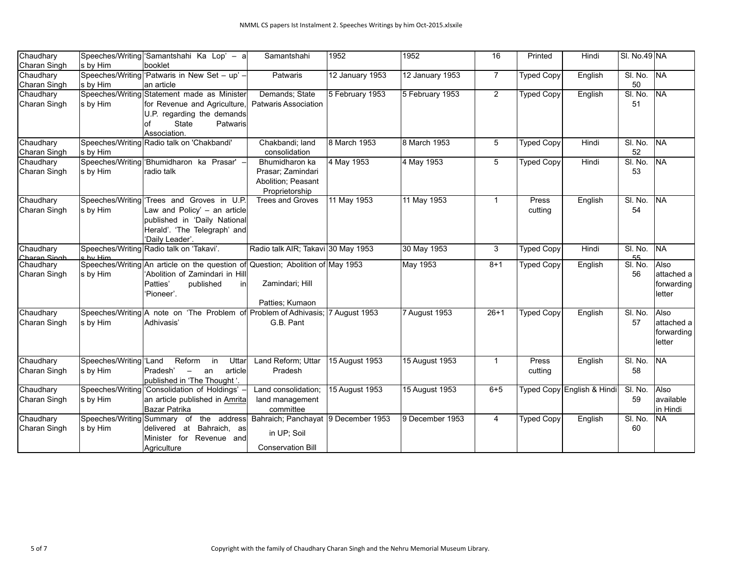| Chaudhary Charan Singh | Speeches/Writings by Him | 'Samantshahi Ka Lop' – a booklet | Samantshahi | 1952 | 1952 | 16 | Printed | Hindi | Sl. No.49 | NA |
|---|---|---|---|---|---|---|---|---|---|---|
| Chaudhary Charan Singh | Speeches/Writings by Him | 'Patwaris in New Set – up' – an article | Patwaris | 12 January 1953 | 12 January 1953 | 7 | Typed Copy | English | Sl. No. 50 | NA |
| Chaudhary Charan Singh | Speeches/Writings by Him | Statement made as Minister for Revenue and Agriculture, U.P. regarding the demands of State Patwaris Association. | Demands; State Patwaris Association | 5 February 1953 | 5 February 1953 | 2 | Typed Copy | English | Sl. No. 51 | NA |
| Chaudhary Charan Singh | Speeches/Writings by Him | Radio talk on 'Chakbandi' | Chakbandi; land consolidation | 8 March 1953 | 8 March 1953 | 5 | Typed Copy | Hindi | Sl. No. 52 | NA |
| Chaudhary Charan Singh | Speeches/Writings by Him | 'Bhumidharon ka Prasar' – radio talk | Bhumidharon ka Prasar; Zamindari Abolition; Peasant Proprietorship | 4 May 1953 | 4 May 1953 | 5 | Typed Copy | Hindi | Sl. No. 53 | NA |
| Chaudhary Charan Singh | Speeches/Writings by Him | 'Trees and Groves in U.P. Law and Policy' – an article published in 'Daily National Herald'. 'The Telegraph' and 'Daily Leader'. | Trees and Groves | 11 May 1953 | 11 May 1953 | 1 | Press cutting | English | Sl. No. 54 | NA |
| Chaudhary Charan Singh | Speeches/Writings by Him | Radio talk on 'Takavi'. | Radio talk AIR; Takavi | 30 May 1953 | 30 May 1953 | 3 | Typed Copy | Hindi | Sl. No. 55 | NA |
| Chaudhary Charan Singh | Speeches/Writings by Him | An article on the question of 'Abolition of Zamindari in Hill Patties' published in 'Pioneer'. | Question; Abolition of Zamindari; Hill Patties; Kumaon | May 1953 | May 1953 | 8+1 | Typed Copy | English | Sl. No. 56 | Also attached a forwarding letter |
| Chaudhary Charan Singh | Speeches/Writings by Him | A note on 'The Problem of Adhivasis' | Problem of Adhivasis; G.B. Pant | 7 August 1953 | 7 August 1953 | 26+1 | Typed Copy | English | Sl. No. 57 | Also attached a forwarding letter |
| Chaudhary Charan Singh | Speeches/Writings by Him | 'Land Reform in Uttar Pradesh' – an article published in 'The Thought '. | Land Reform; Uttar Pradesh | 15 August 1953 | 15 August 1953 | 1 | Press cutting | English | Sl. No. 58 | NA |
| Chaudhary Charan Singh | Speeches/Writings by Him | 'Consolidation of Holdings' – an article published in Amrita Bazar Patrika | Land consolidation; land management committee | 15 August 1953 | 15 August 1953 | 6+5 | Typed Copy | English & Hindi | Sl. No. 59 | Also available in Hindi |
| Chaudhary Charan Singh | Speeches/Writings by Him | Summary of the address delivered at Bahraich, as Minister for Revenue and Agriculture | Bahraich; Panchayat in UP; Soil Conservation Bill | 9 December 1953 | 9 December 1953 | 4 | Typed Copy | English | Sl. No. 60 | NA |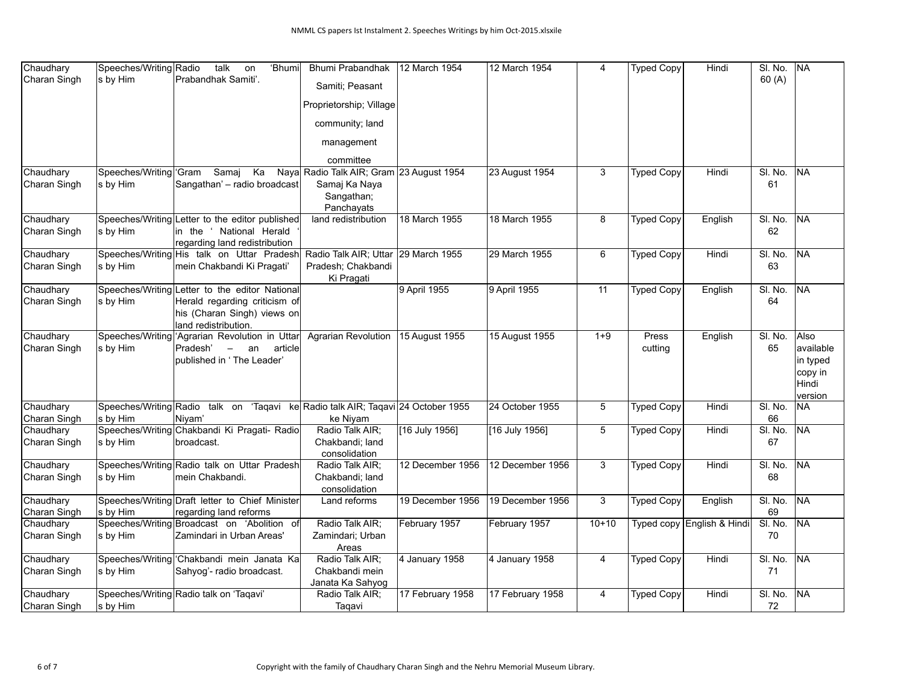| Chaudhary Charan Singh | Speeches/Writings by Him | Radio talk on 'Bhumi Prabandhak Samiti'. | Bhumi Prabandhak Samiti; Peasant Proprietorship; Village community; land management committee | 12 March 1954 | 12 March 1954 | 4 | Typed Copy | Hindi | Sl. No. 60 (A) | NA |
|---|---|---|---|---|---|---|---|---|---|---|
| Chaudhary Charan Singh | Speeches/Writings by Him | 'Gram Samaj Ka Naya Sangathan' – radio broadcast | Radio Talk AIR; Gram Samaj Ka Naya Sangathan; Panchayats | 23 August 1954 | 23 August 1954 | 3 | Typed Copy | Hindi | Sl. No. 61 | NA |
| Chaudhary Charan Singh | Speeches/Writings by Him | Letter to the editor published in the ' National Herald ' regarding land redistribution | land redistribution | 18 March 1955 | 18 March 1955 | 8 | Typed Copy | English | Sl. No. 62 | NA |
| Chaudhary Charan Singh | Speeches/Writings by Him | His talk on Uttar Pradesh mein Chakbandi Ki Pragati' | Radio Talk AIR; Uttar Pradesh; Chakbandi Ki Pragati | 29 March 1955 | 29 March 1955 | 6 | Typed Copy | Hindi | Sl. No. 63 | NA |
| Chaudhary Charan Singh | Speeches/Writings by Him | Letter to the editor National Herald regarding criticism of his (Charan Singh) views on land redistribution. | | 9 April 1955 | 9 April 1955 | 11 | Typed Copy | English | Sl. No. 64 | NA |
| Chaudhary Charan Singh | Speeches/Writings by Him | 'Agrarian Revolution in Uttar Pradesh' – an article published in ' The Leader' | Agrarian Revolution | 15 August 1955 | 15 August 1955 | 1+9 | Press cutting | English | Sl. No. 65 | Also available in typed copy in Hindi version |
| Chaudhary Charan Singh | Speeches/Writings by Him | Radio talk on 'Taqavi ke Niyam' | Radio talk AIR; Taqavi ke Niyam | 24 October 1955 | 24 October 1955 | 5 | Typed Copy | Hindi | Sl. No. 66 | NA |
| Chaudhary Charan Singh | Speeches/Writings by Him | Chakbandi Ki Pragati- Radio broadcast. | Radio Talk AIR; Chakbandi; land consolidation | [16 July 1956] | [16 July 1956] | 5 | Typed Copy | Hindi | Sl. No. 67 | NA |
| Chaudhary Charan Singh | Speeches/Writings by Him | Radio talk on Uttar Pradesh mein Chakbandi. | Radio Talk AIR; Chakbandi; land consolidation | 12 December 1956 | 12 December 1956 | 3 | Typed Copy | Hindi | Sl. No. 68 | NA |
| Chaudhary Charan Singh | Speeches/Writings by Him | Draft letter to Chief Minister regarding land reforms | Land reforms | 19 December 1956 | 19 December 1956 | 3 | Typed Copy | English | Sl. No. 69 | NA |
| Chaudhary Charan Singh | Speeches/Writings by Him | Broadcast on 'Abolition of Zamindari in Urban Areas' | Radio Talk AIR; Zamindari; Urban Areas | February 1957 | February 1957 | 10+10 | Typed copy | English & Hindi | Sl. No. 70 | NA |
| Chaudhary Charan Singh | Speeches/Writings by Him | 'Chakbandi mein Janata Ka Sahyog'- radio broadcast. | Radio Talk AIR; Chakbandi mein Janata Ka Sahyog | 4 January 1958 | 4 January 1958 | 4 | Typed Copy | Hindi | Sl. No. 71 | NA |
| Chaudhary Charan Singh | Speeches/Writings by Him | Radio talk on 'Taqavi' | Radio Talk AIR; Taqavi | 17 February 1958 | 17 February 1958 | 4 | Typed Copy | Hindi | Sl. No. 72 | NA |

Copyright with the family of Chaudhary Charan Singh and the Nehru Memorial Museum Library.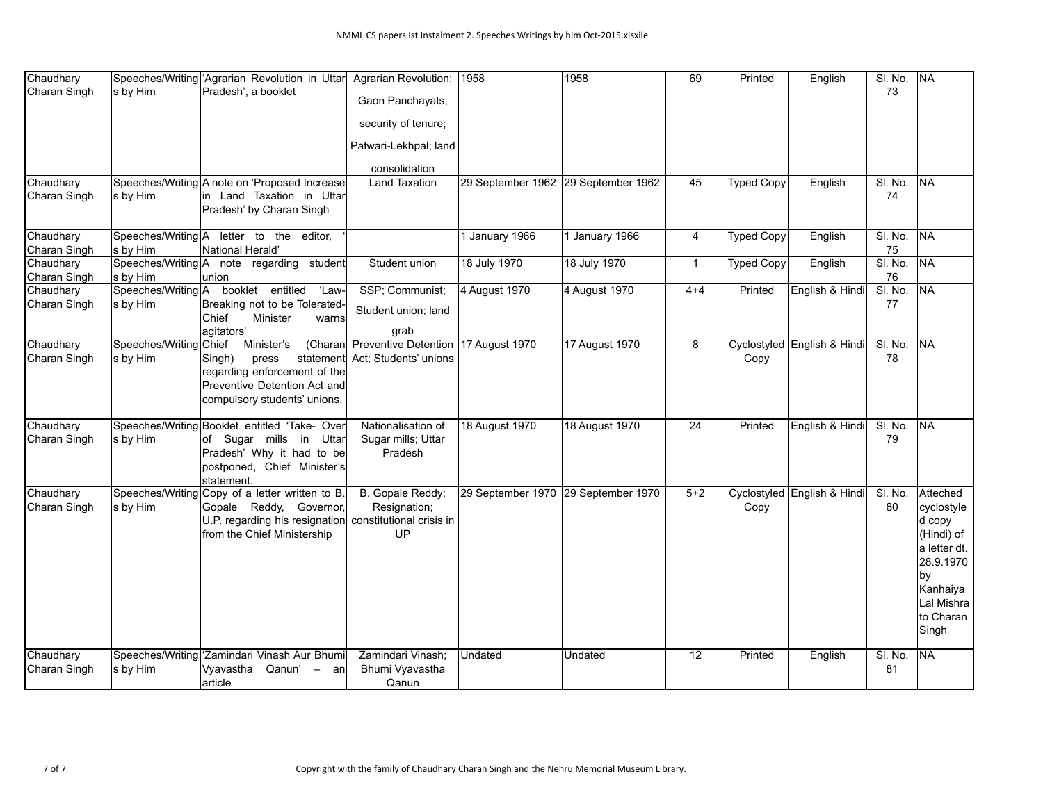| | | | | | | | | | | |
|---|---|---|---|---|---|---|---|---|---|---|
| Chaudhary Charan Singh | Speeches/Writings by Him | 'Agrarian Revolution in Uttar Pradesh', a booklet | Agrarian Revolution; Gaon Panchayats; security of tenure; Patwari-Lekhpal; land consolidation | 1958 | 1958 | 69 | Printed | English | Sl. No. 73 | NA |
| Chaudhary Charan Singh | Speeches/Writings by Him | A note on 'Proposed Increase in Land Taxation in Uttar Pradesh' by Charan Singh | Land Taxation | 29 September 1962 | 29 September 1962 | 45 | Typed Copy | English | Sl. No. 74 | NA |
| Chaudhary Charan Singh | Speeches/Writings by Him | A letter to the editor, 'National Herald' | | 1 January 1966 | 1 January 1966 | 4 | Typed Copy | English | Sl. No. 75 | NA |
| Chaudhary Charan Singh | Speeches/Writings by Him | A note regarding student union | Student union | 18 July 1970 | 18 July 1970 | 1 | Typed Copy | English | Sl. No. 76 | NA |
| Chaudhary Charan Singh | Speeches/Writings by Him | A booklet entitled 'Law-Breaking not to be Tolerated-Chief Minister warns agitators' | SSP; Communist; Student union; land grab | 4 August 1970 | 4 August 1970 | 4+4 | Printed | English & Hindi | Sl. No. 77 | NA |
| Chaudhary Charan Singh | Speeches/Writings by Him | Chief Minister's (Charan Singh) press statement regarding enforcement of the Preventive Detention Act and compulsory students' unions. | Preventive Detention Act; Students' unions | 17 August 1970 | 17 August 1970 | 8 | Cyclostyled Copy | English & Hindi | Sl. No. 78 | NA |
| Chaudhary Charan Singh | Speeches/Writings by Him | Booklet entitled 'Take- Over of Sugar mills in Uttar Pradesh' Why it had to be postponed, Chief Minister's statement. | Nationalisation of Sugar mills; Uttar Pradesh | 18 August 1970 | 18 August 1970 | 24 | Printed | English & Hindi | Sl. No. 79 | NA |
| Chaudhary Charan Singh | Speeches/Writings by Him | Copy of a letter written to B. Gopale Reddy, Governor, U.P. regarding his resignation from the Chief Ministership | B. Gopale Reddy; Resignation; constitutional crisis in UP | 29 September 1970 | 29 September 1970 | 5+2 | Cyclostyled Copy | English & Hindi | Sl. No. 80 | Atteched cyclostyled copy (Hindi) of a letter dt. 28.9.1970 by Kanhaiya Lal Mishra to Charan Singh |
| Chaudhary Charan Singh | Speeches/Writings by Him | 'Zamindari Vinash Aur Bhumi Vyavastha Qanun' – an article | Zamindari Vinash; Bhumi Vyavastha Qanun | Undated | Undated | 12 | Printed | English | Sl. No. 81 | NA |

Copyright with the family of Chaudhary Charan Singh and the Nehru Memorial Museum Library.